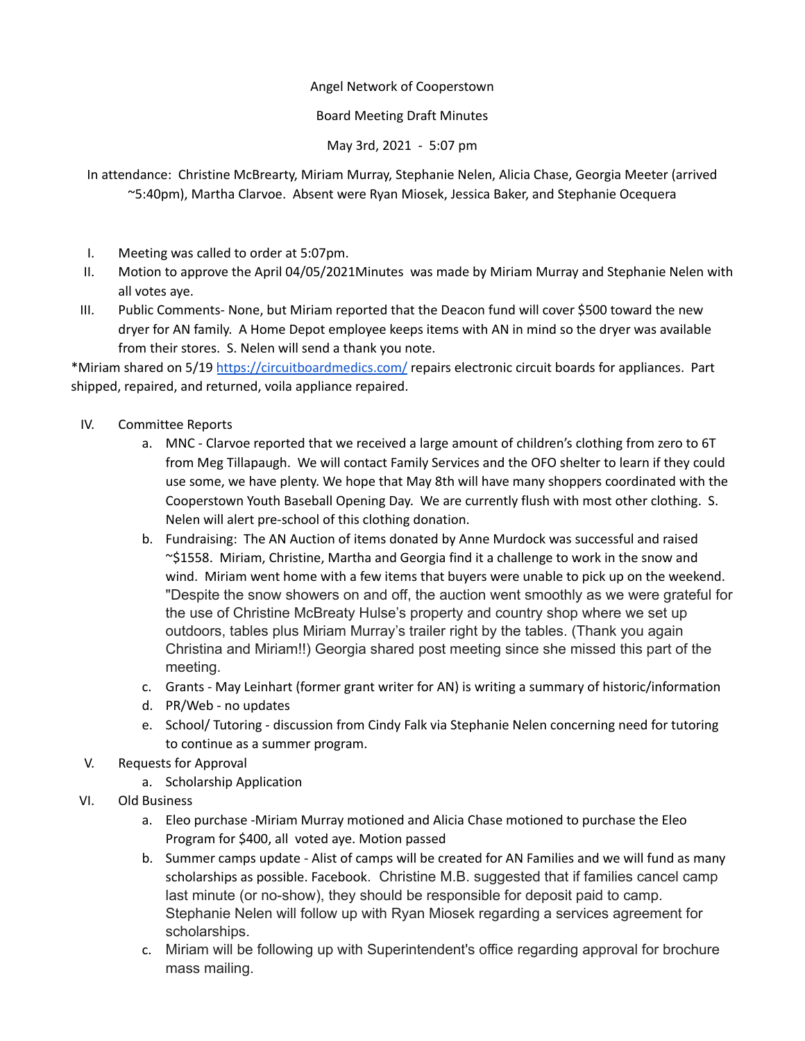Angel Network of Cooperstown

Board Meeting Draft Minutes

May 3rd, 2021 - 5:07 pm

In attendance: Christine McBrearty, Miriam Murray, Stephanie Nelen, Alicia Chase, Georgia Meeter (arrived ~5:40pm), Martha Clarvoe. Absent were Ryan Miosek, Jessica Baker, and Stephanie Ocequera

I. Meeting was called to order at 5:07pm.

II. Motion to approve the April 04/05/2021Minutes was made by Miriam Murray and Stephanie Nelen with all votes aye.

III. Public Comments- None, but Miriam reported that the Deacon fund will cover $500 toward the new dryer for AN family. A Home Depot employee keeps items with AN in mind so the dryer was available from their stores. S. Nelen will send a thank you note.

*Miriam shared on 5/19 [https://circuitboardmedics.com/](https://circuitboardmedics.com/) repairs electronic circuit boards for appliances. Part shipped, repaired, and returned, voila appliance repaired.

IV. Committee Reports

   a. MNC - Clarvoe reported that we received a large amount of children's clothing from zero to 6T from Meg Tillapaugh. We will contact Family Services and the OFO shelter to learn if they could use some, we have plenty. We hope that May 8th will have many shoppers coordinated with the Cooperstown Youth Baseball Opening Day. We are currently flush with most other clothing. S. Nelen will alert pre-school of this clothing donation.

   b. Fundraising: The AN Auction of items donated by Anne Murdock was successful and raised ~$1558. Miriam, Christine, Martha and Georgia find it a challenge to work in the snow and wind. Miriam went home with a few items that buyers were unable to pick up on the weekend. "Despite the snow showers on and off, the auction went smoothly as we were grateful for the use of Christine McBreaty Hulse's property and country shop where we set up outdoors, tables plus Miriam Murray's trailer right by the tables. (Thank you again Christina and Miriam!!) Georgia shared post meeting since she missed this part of the meeting.

   c. Grants - May Leinhart (former grant writer for AN) is writing a summary of historic/information

   d. PR/Web - no updates

   e. School/ Tutoring - discussion from Cindy Falk via Stephanie Nelen concerning need for tutoring to continue as a summer program.

V. Requests for Approval

   a. Scholarship Application

VI. Old Business

   a. Eleo purchase -Miriam Murray motioned and Alicia Chase motioned to purchase the Eleo Program for $400, all voted aye. Motion passed

   b. Summer camps update - Alist of camps will be created for AN Families and we will fund as many scholarships as possible. Facebook. Christine M.B. suggested that if families cancel camp last minute (or no-show), they should be responsible for deposit paid to camp. Stephanie Nelen will follow up with Ryan Miosek regarding a services agreement for scholarships.

   c. Miriam will be following up with Superintendent's office regarding approval for brochure mass mailing.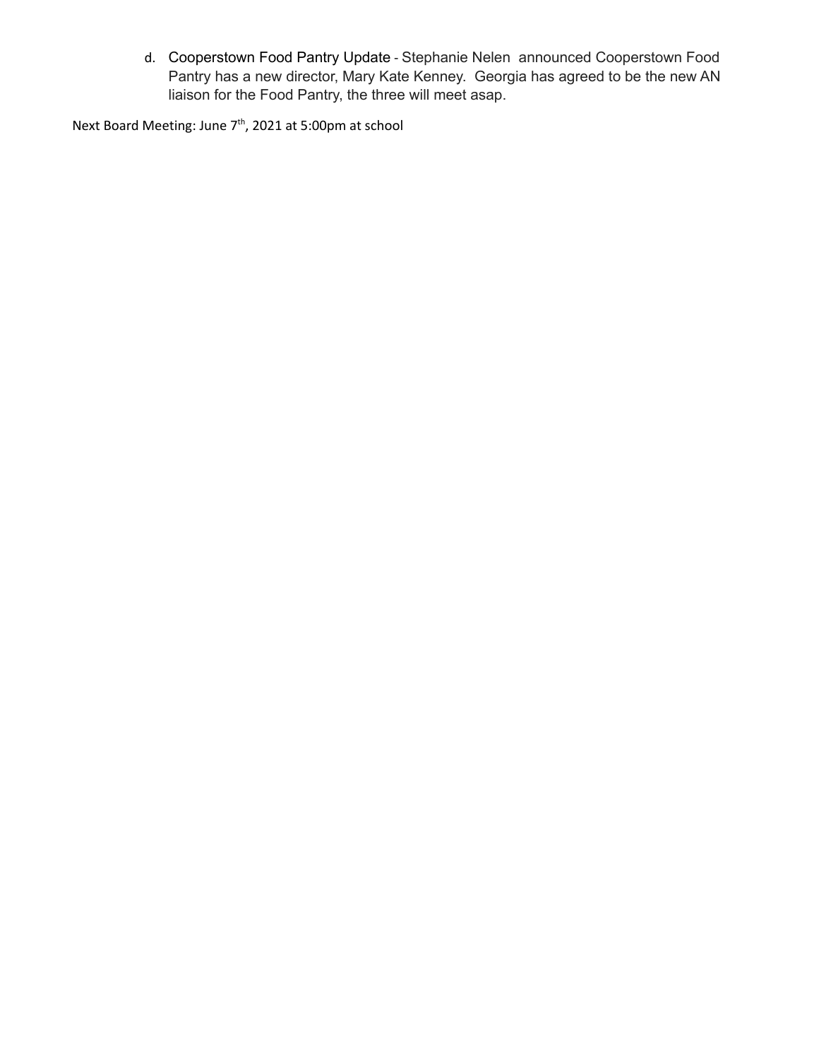d. Cooperstown Food Pantry Update - Stephanie Nelen announced Cooperstown Food Pantry has a new director, Mary Kate Kenney. Georgia has agreed to be the new AN liaison for the Food Pantry, the three will meet asap.

Next Board Meeting: June 7th, 2021 at 5:00pm at school